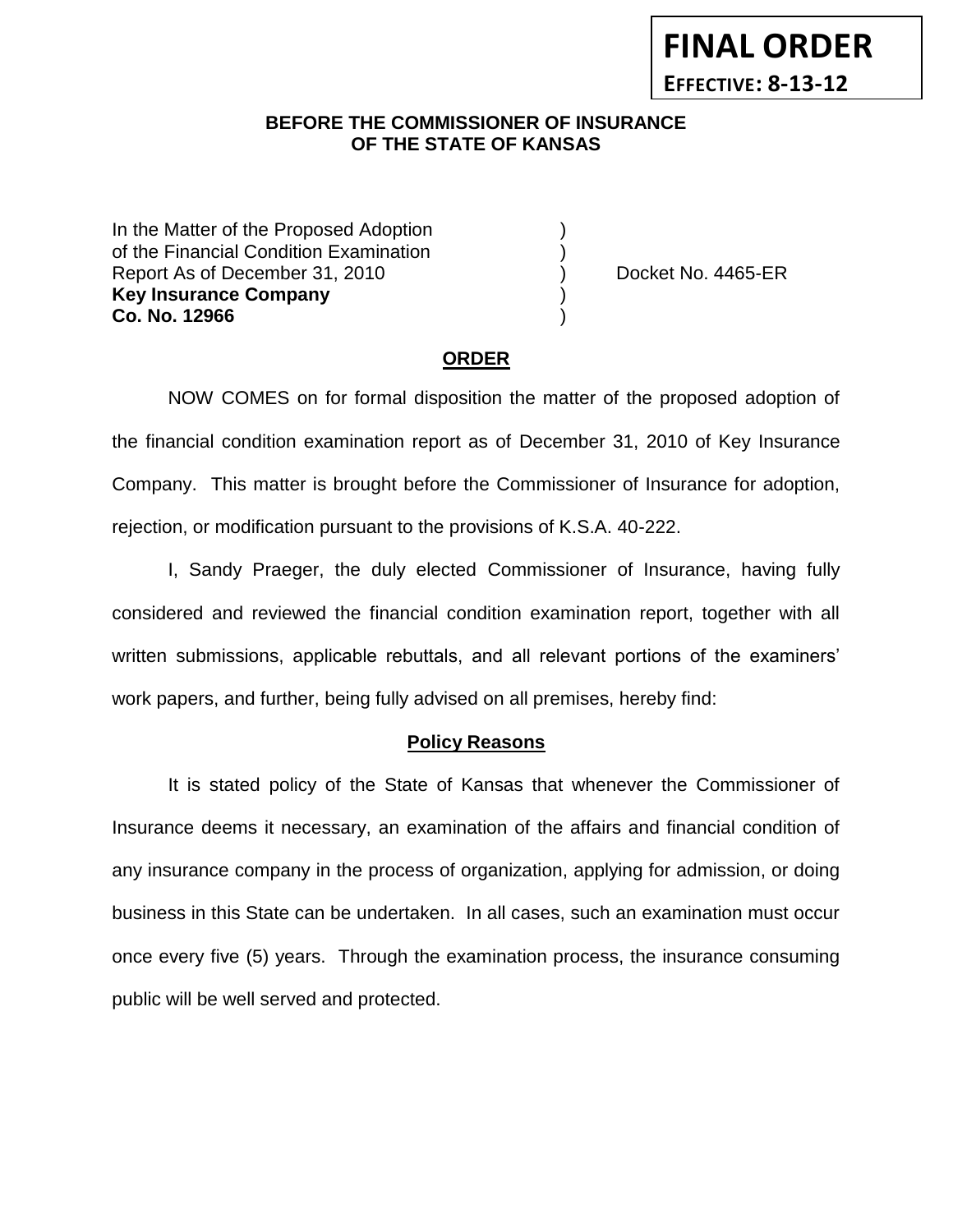**FINAL ORDER**
**EFFECTIVE: 8-13-12**

**BEFORE THE COMMISSIONER OF INSURANCE**
**OF THE STATE OF KANSAS**

In the Matter of the Proposed Adoption )
of the Financial Condition Examination )
Report As of December 31, 2010 ) Docket No. 4465-ER
**Key Insurance Company** )
**Co. No. 12966** )

**ORDER**

NOW COMES on for formal disposition the matter of the proposed adoption of the financial condition examination report as of December 31, 2010 of Key Insurance Company. This matter is brought before the Commissioner of Insurance for adoption, rejection, or modification pursuant to the provisions of K.S.A. 40-222.

I, Sandy Praeger, the duly elected Commissioner of Insurance, having fully considered and reviewed the financial condition examination report, together with all written submissions, applicable rebuttals, and all relevant portions of the examiners' work papers, and further, being fully advised on all premises, hereby find:

**Policy Reasons**

It is stated policy of the State of Kansas that whenever the Commissioner of Insurance deems it necessary, an examination of the affairs and financial condition of any insurance company in the process of organization, applying for admission, or doing business in this State can be undertaken. In all cases, such an examination must occur once every five (5) years. Through the examination process, the insurance consuming public will be well served and protected.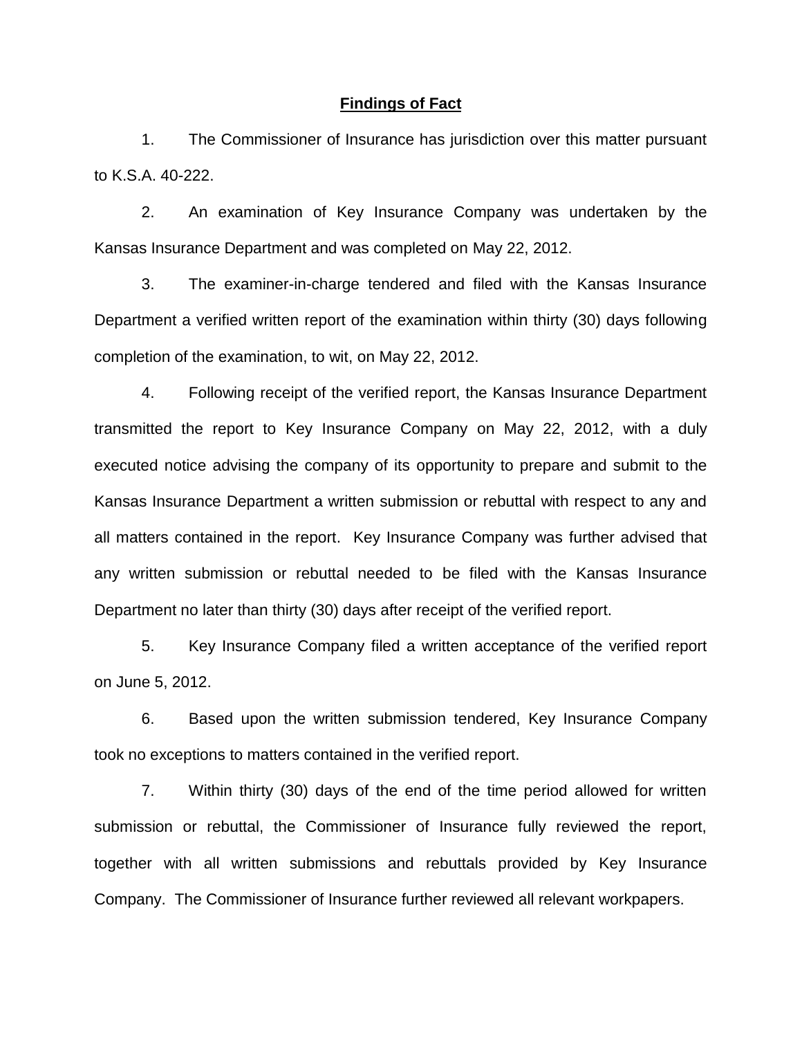## Findings of Fact

1. The Commissioner of Insurance has jurisdiction over this matter pursuant to K.S.A. 40-222.

2. An examination of Key Insurance Company was undertaken by the Kansas Insurance Department and was completed on May 22, 2012.

3. The examiner-in-charge tendered and filed with the Kansas Insurance Department a verified written report of the examination within thirty (30) days following completion of the examination, to wit, on May 22, 2012.

4. Following receipt of the verified report, the Kansas Insurance Department transmitted the report to Key Insurance Company on May 22, 2012, with a duly executed notice advising the company of its opportunity to prepare and submit to the Kansas Insurance Department a written submission or rebuttal with respect to any and all matters contained in the report. Key Insurance Company was further advised that any written submission or rebuttal needed to be filed with the Kansas Insurance Department no later than thirty (30) days after receipt of the verified report.

5. Key Insurance Company filed a written acceptance of the verified report on June 5, 2012.

6. Based upon the written submission tendered, Key Insurance Company took no exceptions to matters contained in the verified report.

7. Within thirty (30) days of the end of the time period allowed for written submission or rebuttal, the Commissioner of Insurance fully reviewed the report, together with all written submissions and rebuttals provided by Key Insurance Company. The Commissioner of Insurance further reviewed all relevant workpapers.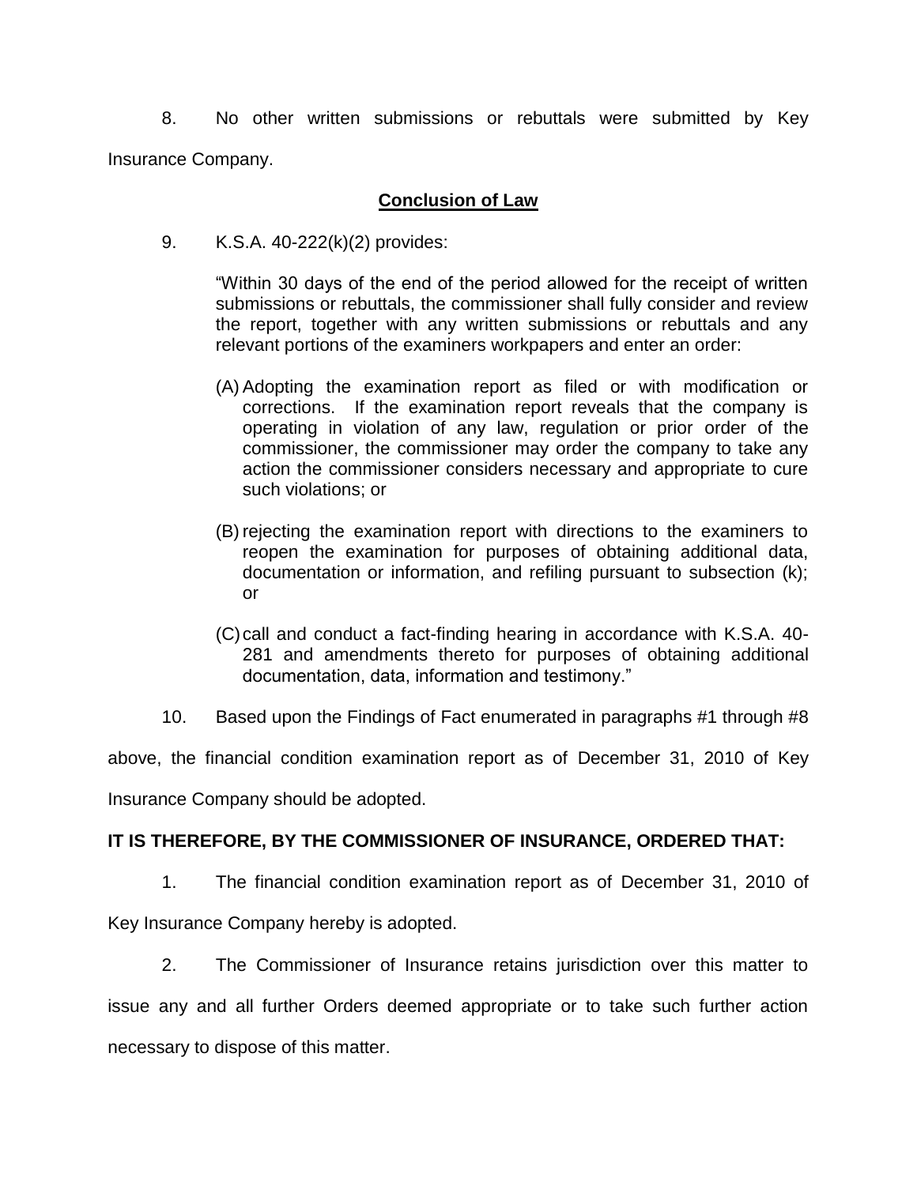8. No other written submissions or rebuttals were submitted by Key Insurance Company.

**Conclusion of Law**

9. K.S.A. 40-222(k)(2) provides:

> "Within 30 days of the end of the period allowed for the receipt of written submissions or rebuttals, the commissioner shall fully consider and review the report, together with any written submissions or rebuttals and any relevant portions of the examiners workpapers and enter an order:
>
> (A) Adopting the examination report as filed or with modification or corrections. If the examination report reveals that the company is operating in violation of any law, regulation or prior order of the commissioner, the commissioner may order the company to take any action the commissioner considers necessary and appropriate to cure such violations; or
>
> (B) rejecting the examination report with directions to the examiners to reopen the examination for purposes of obtaining additional data, documentation or information, and refiling pursuant to subsection (k); or
>
> (C) call and conduct a fact-finding hearing in accordance with K.S.A. 40-281 and amendments thereto for purposes of obtaining additional documentation, data, information and testimony."

10. Based upon the Findings of Fact enumerated in paragraphs #1 through #8 above, the financial condition examination report as of December 31, 2010 of Key Insurance Company should be adopted.

**IT IS THEREFORE, BY THE COMMISSIONER OF INSURANCE, ORDERED THAT:**

1. The financial condition examination report as of December 31, 2010 of Key Insurance Company hereby is adopted.

2. The Commissioner of Insurance retains jurisdiction over this matter to issue any and all further Orders deemed appropriate or to take such further action necessary to dispose of this matter.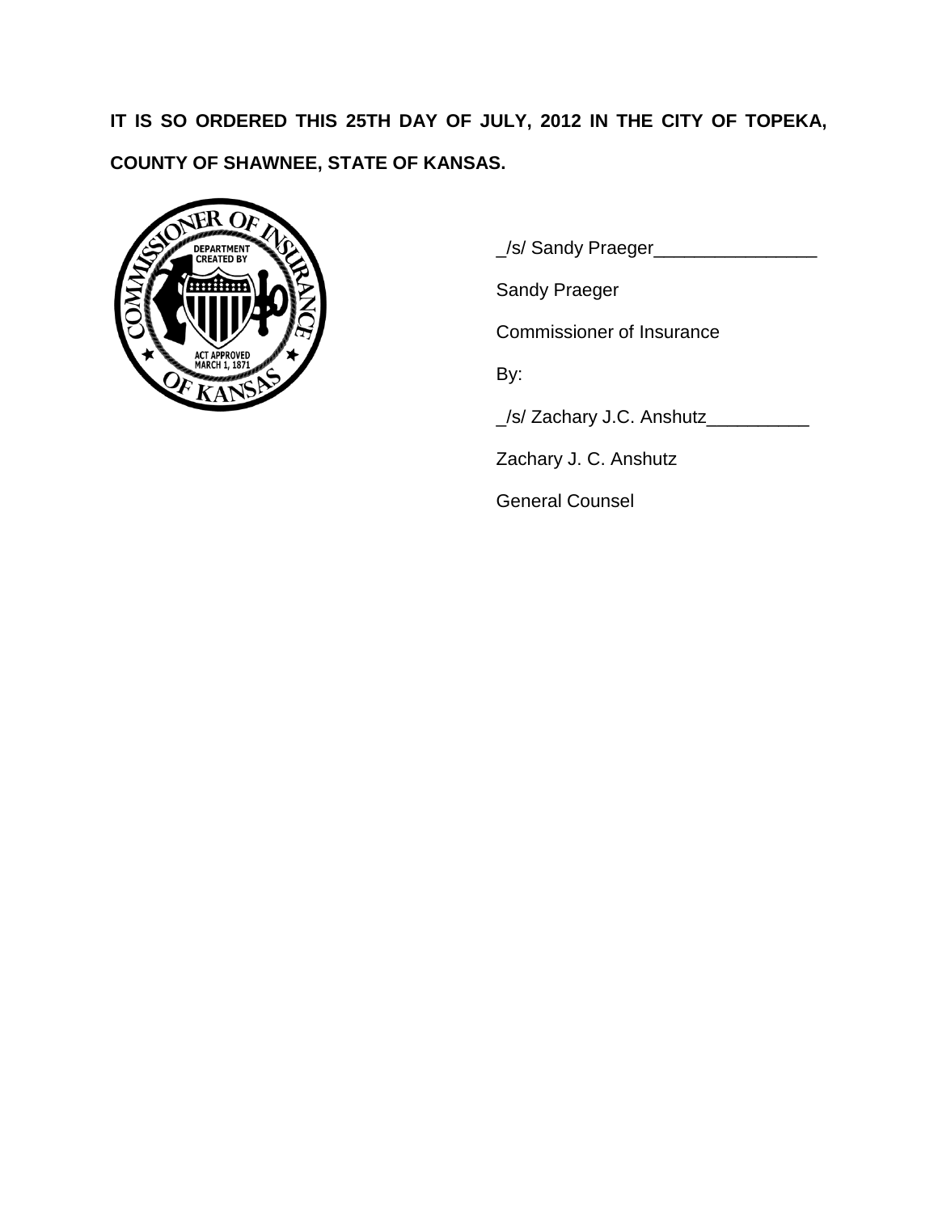**IT IS SO ORDERED THIS 25TH DAY OF JULY, 2012 IN THE CITY OF TOPEKA, COUNTY OF SHAWNEE, STATE OF KANSAS.**

_/s/ Sandy Praeger________________

Sandy Praeger

Commissioner of Insurance

By:

_/s/ Zachary J.C. Anshutz__________

Zachary J. C. Anshutz

General Counsel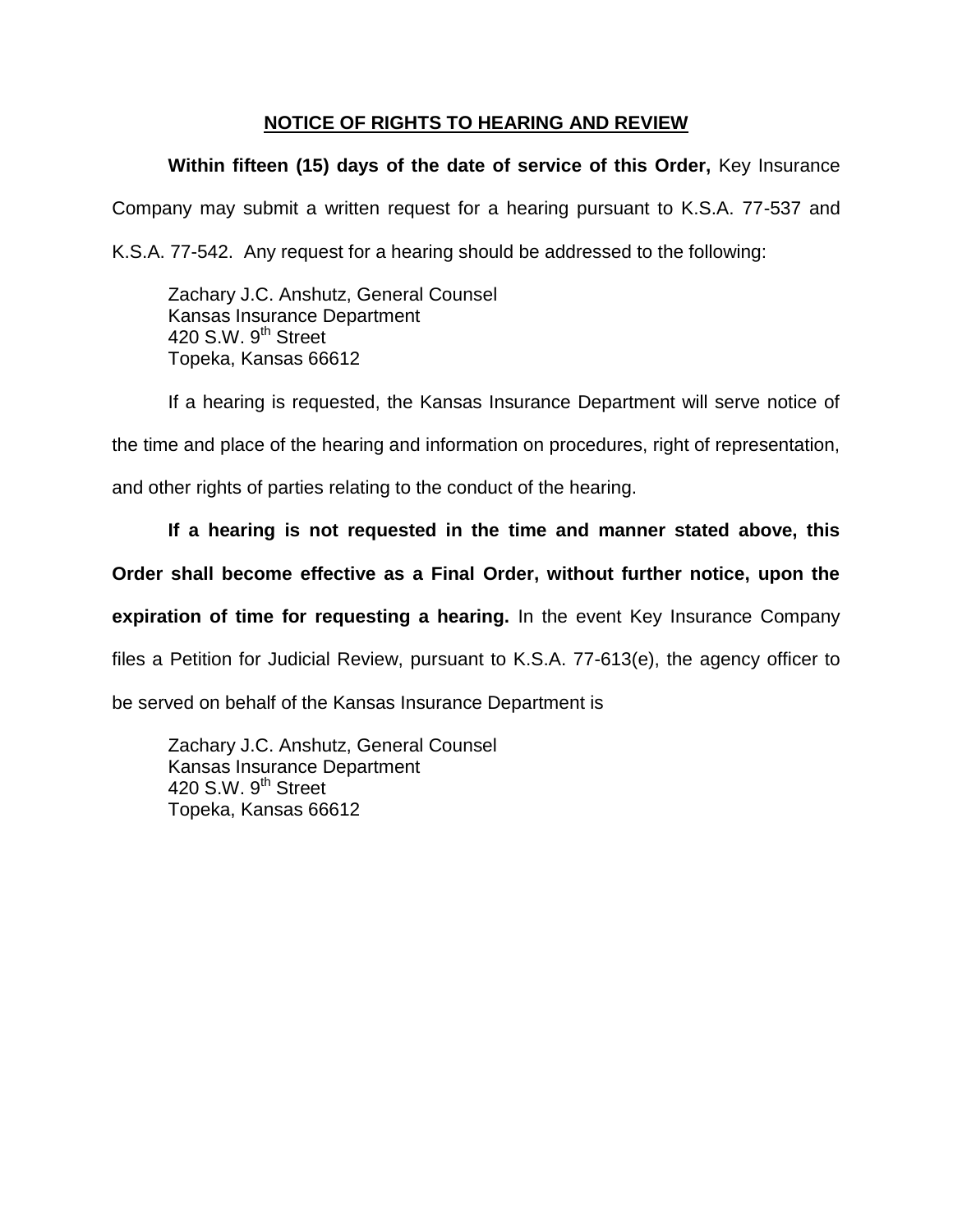## NOTICE OF RIGHTS TO HEARING AND REVIEW

**Within fifteen (15) days of the date of service of this Order,** Key Insurance Company may submit a written request for a hearing pursuant to K.S.A. 77-537 and K.S.A. 77-542. Any request for a hearing should be addressed to the following:

Zachary J.C. Anshutz, General Counsel
Kansas Insurance Department
420 S.W. 9th Street
Topeka, Kansas 66612

If a hearing is requested, the Kansas Insurance Department will serve notice of the time and place of the hearing and information on procedures, right of representation, and other rights of parties relating to the conduct of the hearing.

**If a hearing is not requested in the time and manner stated above, this Order shall become effective as a Final Order, without further notice, upon the expiration of time for requesting a hearing.** In the event Key Insurance Company files a Petition for Judicial Review, pursuant to K.S.A. 77-613(e), the agency officer to be served on behalf of the Kansas Insurance Department is

Zachary J.C. Anshutz, General Counsel
Kansas Insurance Department
420 S.W. 9th Street
Topeka, Kansas 66612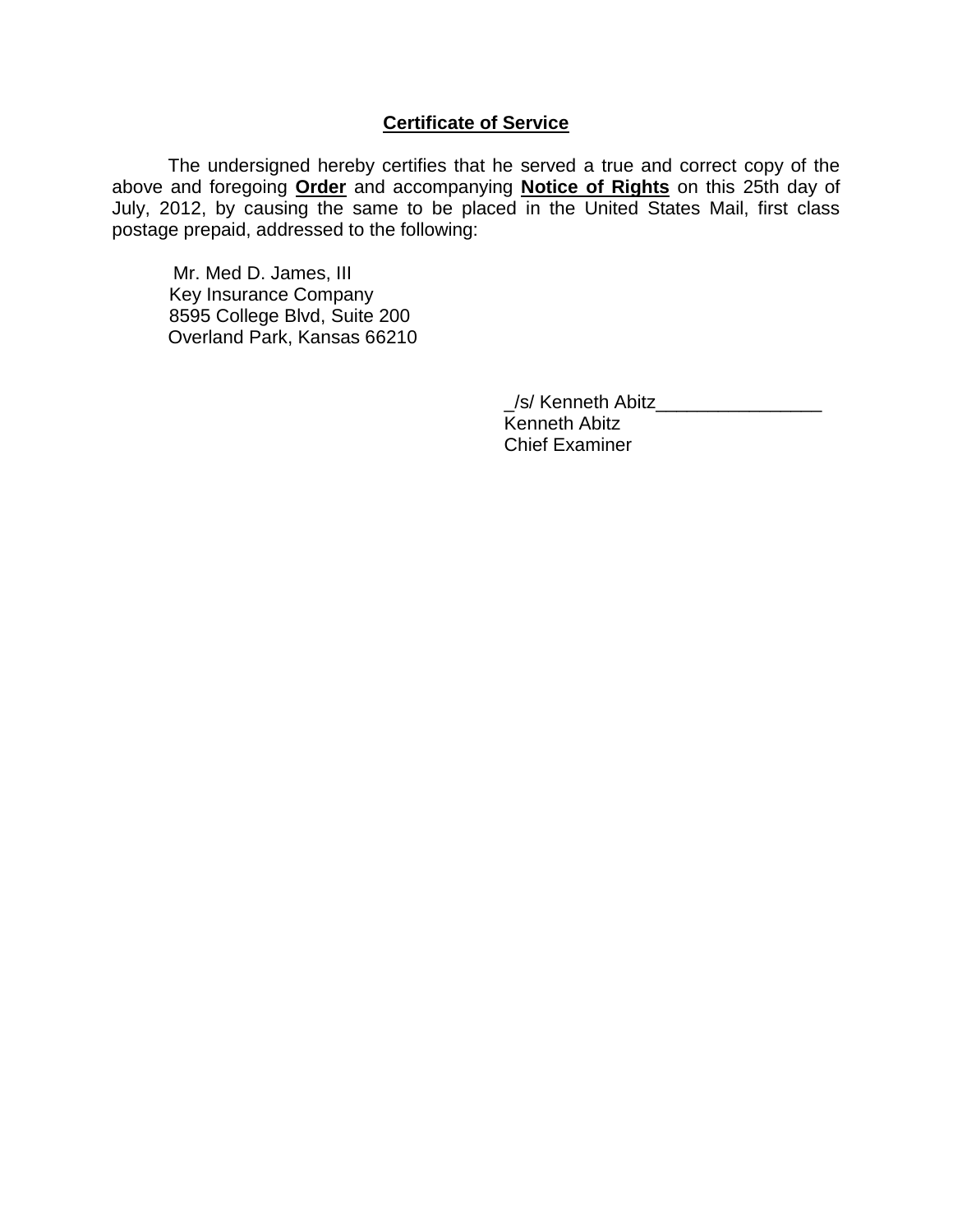## **Certificate of Service**

The undersigned hereby certifies that he served a true and correct copy of the above and foregoing **Order** and accompanying **Notice of Rights** on this 25th day of July, 2012, by causing the same to be placed in the United States Mail, first class postage prepaid, addressed to the following:

Mr. Med D. James, III
Key Insurance Company
8595 College Blvd, Suite 200
Overland Park, Kansas 66210

_/s/ Kenneth Abitz________________
Kenneth Abitz
Chief Examiner